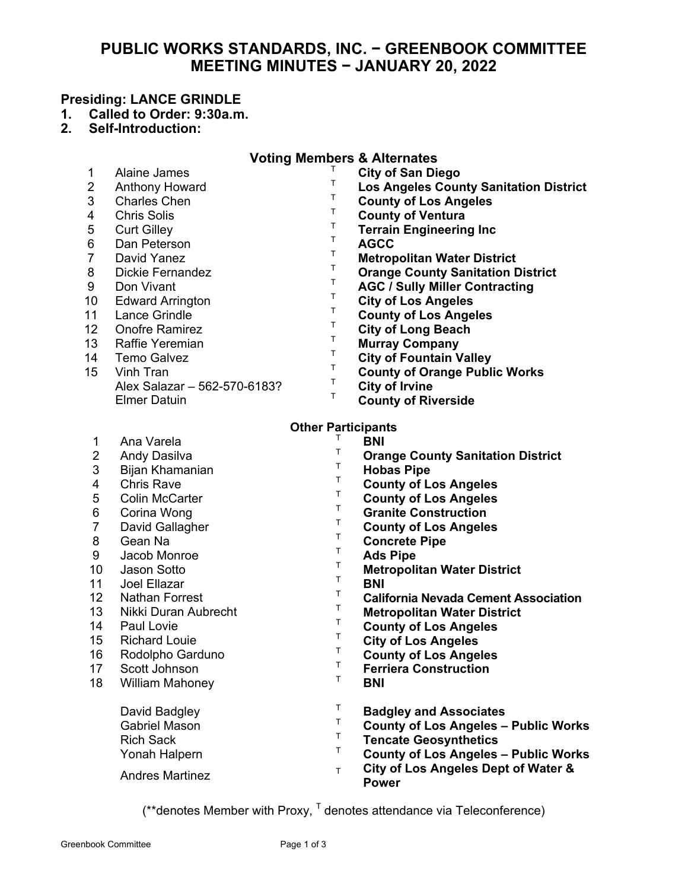# PUBLIC WORKS STANDARDS, INC. − GREENBOOK COMMITTEE
# MEETING MINUTES − JANUARY 20, 2022

**Presiding: LANCE GRINDLE**

1. **Called to Order: 9:30a.m.**
2. **Self-Introduction:**

### Voting Members & Alternates

| | | | |
|---|---|---|---|
| 1 | Alaine James | T | **City of San Diego** |
| 2 | Anthony Howard | T | **Los Angeles County Sanitation District** |
| 3 | Charles Chen | T | **County of Los Angeles** |
| 4 | Chris Solis | T | **County of Ventura** |
| 5 | Curt Gilley | T | **Terrain Engineering Inc** |
| 6 | Dan Peterson | T | **AGCC** |
| 7 | David Yanez | T | **Metropolitan Water District** |
| 8 | Dickie Fernandez | T | **Orange County Sanitation District** |
| 9 | Don Vivant | T | **AGC / Sully Miller Contracting** |
| 10 | Edward Arrington | T | **City of Los Angeles** |
| 11 | Lance Grindle | T | **County of Los Angeles** |
| 12 | Onofre Ramirez | T | **City of Long Beach** |
| 13 | Raffie Yeremian | T | **Murray Company** |
| 14 | Temo Galvez | T | **City of Fountain Valley** |
| 15 | Vinh Tran | T | **County of Orange Public Works** |
| | Alex Salazar – 562-570-6183? | T | **City of Irvine** |
| | Elmer Datuin | T | **County of Riverside** |

### Other Participants

| | | | |
|---|---|---|---|
| 1 | Ana Varela | T | **BNI** |
| 2 | Andy Dasilva | T | **Orange County Sanitation District** |
| 3 | Bijan Khamanian | T | **Hobas Pipe** |
| 4 | Chris Rave | T | **County of Los Angeles** |
| 5 | Colin McCarter | T | **County of Los Angeles** |
| 6 | Corina Wong | T | **Granite Construction** |
| 7 | David Gallagher | T | **County of Los Angeles** |
| 8 | Gean Na | T | **Concrete Pipe** |
| 9 | Jacob Monroe | T | **Ads Pipe** |
| 10 | Jason Sotto | T | **Metropolitan Water District** |
| 11 | Joel Ellazar | T | **BNI** |
| 12 | Nathan Forrest | T | **California Nevada Cement Association** |
| 13 | Nikki Duran Aubrecht | T | **Metropolitan Water District** |
| 14 | Paul Lovie | T | **County of Los Angeles** |
| 15 | Richard Louie | T | **City of Los Angeles** |
| 16 | Rodolpho Garduno | T | **County of Los Angeles** |
| 17 | Scott Johnson | T | **Ferriera Construction** |
| 18 | William Mahoney | T | **BNI** |
| | David Badgley | T | **Badgley and Associates** |
| | Gabriel Mason | T | **County of Los Angeles – Public Works** |
| | Rich Sack | T | **Tencate Geosynthetics** |
| | Yonah Halpern | T | **County of Los Angeles – Public Works** |
| | Andres Martinez | T | **City of Los Angeles Dept of Water & Power** |

(**denotes Member with Proxy, T denotes attendance via Teleconference)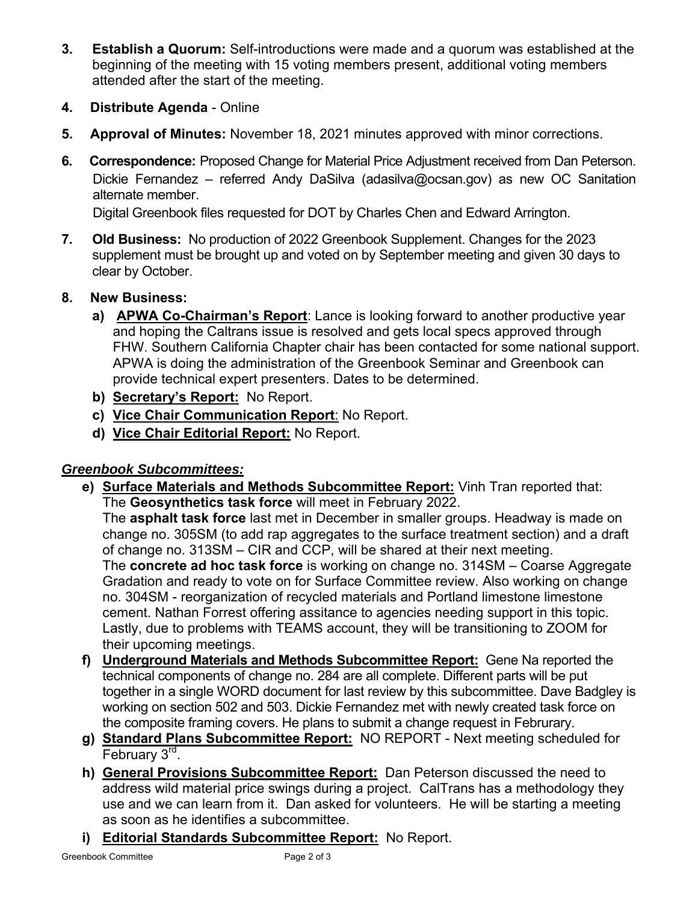3. **Establish a Quorum:** Self-introductions were made and a quorum was established at the beginning of the meeting with 15 voting members present, additional voting members attended after the start of the meeting.

4. **Distribute Agenda** - Online

5. **Approval of Minutes:** November 18, 2021 minutes approved with minor corrections.

6. **Correspondence:** Proposed Change for Material Price Adjustment received from Dan Peterson. Dickie Fernandez – referred Andy DaSilva (adasilva@ocsan.gov) as new OC Sanitation alternate member.

   Digital Greenbook files requested for DOT by Charles Chen and Edward Arrington.

7. **Old Business:** No production of 2022 Greenbook Supplement. Changes for the 2023 supplement must be brought up and voted on by September meeting and given 30 days to clear by October.

8. **New Business:**
   - a) **APWA Co-Chairman's Report**: Lance is looking forward to another productive year and hoping the Caltrans issue is resolved and gets local specs approved through FHW. Southern California Chapter chair has been contacted for some national support. APWA is doing the administration of the Greenbook Seminar and Greenbook can provide technical expert presenters. Dates to be determined.
   - b) **Secretary's Report:** No Report.
   - c) **Vice Chair Communication Report**: No Report.
   - d) **Vice Chair Editorial Report:** No Report.

***Greenbook Subcommittees:***

- e) **Surface Materials and Methods Subcommittee Report:** Vinh Tran reported that:
  The **Geosynthetics task force** will meet in February 2022.
  The **asphalt task force** last met in December in smaller groups. Headway is made on change no. 305SM (to add rap aggregates to the surface treatment section) and a draft of change no. 313SM – CIR and CCP, will be shared at their next meeting.
  The **concrete ad hoc task force** is working on change no. 314SM – Coarse Aggregate Gradation and ready to vote on for Surface Committee review. Also working on change no. 304SM - reorganization of recycled materials and Portland limestone limestone cement. Nathan Forrest offering assitance to agencies needing support in this topic. Lastly, due to problems with TEAMS account, they will be transitioning to ZOOM for their upcoming meetings.
- f) **Underground Materials and Methods Subcommittee Report:** Gene Na reported the technical components of change no. 284 are all complete. Different parts will be put together in a single WORD document for last review by this subcommittee. Dave Badgley is working on section 502 and 503. Dickie Fernandez met with newly created task force on the composite framing covers. He plans to submit a change request in Februrary.
- g) **Standard Plans Subcommittee Report:** NO REPORT - Next meeting scheduled for February 3rd.
- h) **General Provisions Subcommittee Report:** Dan Peterson discussed the need to address wild material price swings during a project. CalTrans has a methodology they use and we can learn from it. Dan asked for volunteers. He will be starting a meeting as soon as he identifies a subcommittee.
- i) **Editorial Standards Subcommittee Report:** No Report.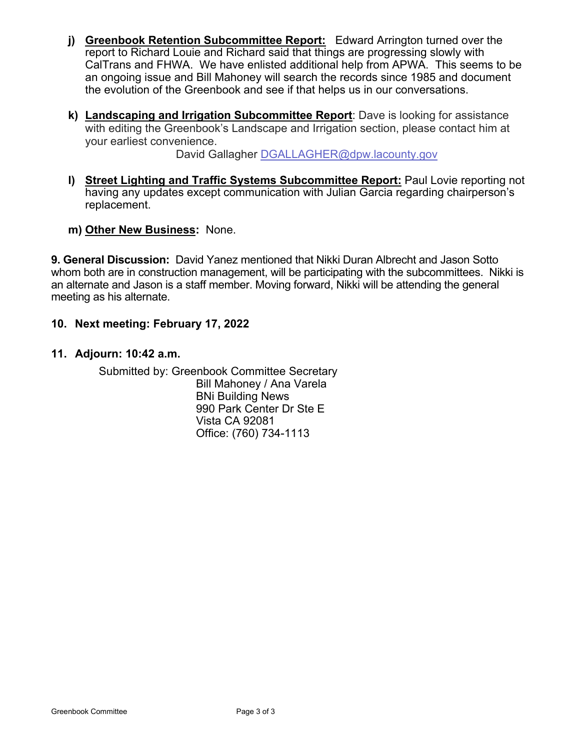- **j) Greenbook Retention Subcommittee Report:** Edward Arrington turned over the report to Richard Louie and Richard said that things are progressing slowly with CalTrans and FHWA. We have enlisted additional help from APWA. This seems to be an ongoing issue and Bill Mahoney will search the records since 1985 and document the evolution of the Greenbook and see if that helps us in our conversations.

- **k) Landscaping and Irrigation Subcommittee Report**: Dave is looking for assistance with editing the Greenbook's Landscape and Irrigation section, please contact him at your earliest convenience.

  David Gallagher DGALLAGHER@dpw.lacounty.gov

- **l) Street Lighting and Traffic Systems Subcommittee Report:** Paul Lovie reporting not having any updates except communication with Julian Garcia regarding chairperson's replacement.

- **m) Other New Business:** None.

**9. General Discussion:** David Yanez mentioned that Nikki Duran Albrecht and Jason Sotto whom both are in construction management, will be participating with the subcommittees. Nikki is an alternate and Jason is a staff member. Moving forward, Nikki will be attending the general meeting as his alternate.

**10. Next meeting: February 17, 2022**

**11. Adjourn: 10:42 a.m.**

Submitted by: Greenbook Committee Secretary
Bill Mahoney / Ana Varela
BNi Building News
990 Park Center Dr Ste E
Vista CA 92081
Office: (760) 734-1113